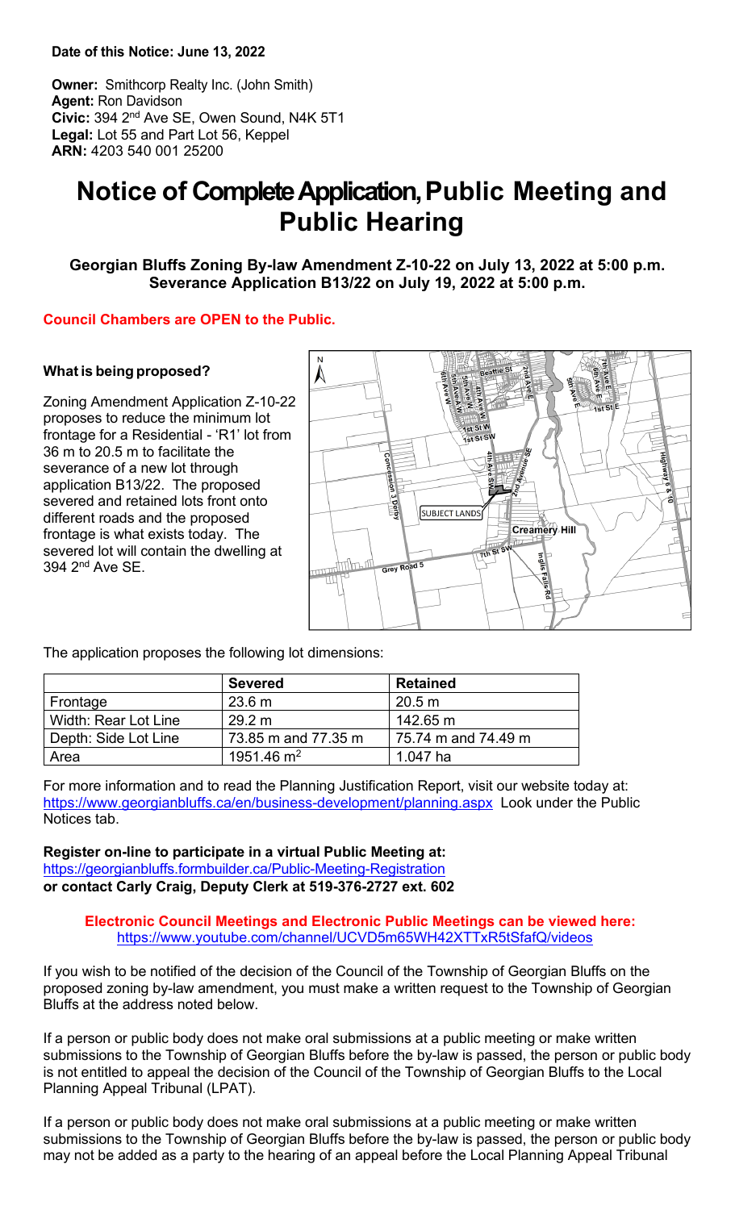**Date of this Notice: June 13, 2022**

**Owner:** Smithcorp Realty Inc. (John Smith)
**Agent:** Ron Davidson
**Civic:** 394 2nd Ave SE, Owen Sound, N4K 5T1
**Legal:** Lot 55 and Part Lot 56, Keppel
**ARN:** 4203 540 001 25200

# Notice of Complete Application, Public Meeting and Public Hearing

**Georgian Bluffs Zoning By-law Amendment Z-10-22 on July 13, 2022 at 5:00 p.m.**
**Severance Application B13/22 on July 19, 2022 at 5:00 p.m.**

**Council Chambers are OPEN to the Public.**

**What is being proposed?**

Zoning Amendment Application Z-10-22 proposes to reduce the minimum lot frontage for a Residential - 'R1' lot from 36 m to 20.5 m to facilitate the severance of a new lot through application B13/22. The proposed severed and retained lots front onto different roads and the proposed frontage is what exists today. The severed lot will contain the dwelling at 394 2nd Ave SE.

The application proposes the following lot dimensions:

| | Severed | Retained |
|---|---|---|
| Frontage | 23.6 m | 20.5 m |
| Width: Rear Lot Line | 29.2 m | 142.65 m |
| Depth: Side Lot Line | 73.85 m and 77.35 m | 75.74 m and 74.49 m |
| Area | 1951.46 $m^2$ | 1.047 ha |

For more information and to read the Planning Justification Report, visit our website today at: https://www.georgianbluffs.ca/en/business-development/planning.aspx Look under the Public Notices tab.

**Register on-line to participate in a virtual Public Meeting at:**
https://georgianbluffs.formbuilder.ca/Public-Meeting-Registration
**or contact Carly Craig, Deputy Clerk at 519-376-2727 ext. 602**

**Electronic Council Meetings and Electronic Public Meetings can be viewed here:**
https://www.youtube.com/channel/UCVD5m65WH42XTTxR5tSfafQ/videos

If you wish to be notified of the decision of the Council of the Township of Georgian Bluffs on the proposed zoning by-law amendment, you must make a written request to the Township of Georgian Bluffs at the address noted below.

If a person or public body does not make oral submissions at a public meeting or make written submissions to the Township of Georgian Bluffs before the by-law is passed, the person or public body is not entitled to appeal the decision of the Council of the Township of Georgian Bluffs to the Local Planning Appeal Tribunal (LPAT).

If a person or public body does not make oral submissions at a public meeting or make written submissions to the Township of Georgian Bluffs before the by-law is passed, the person or public body may not be added as a party to the hearing of an appeal before the Local Planning Appeal Tribunal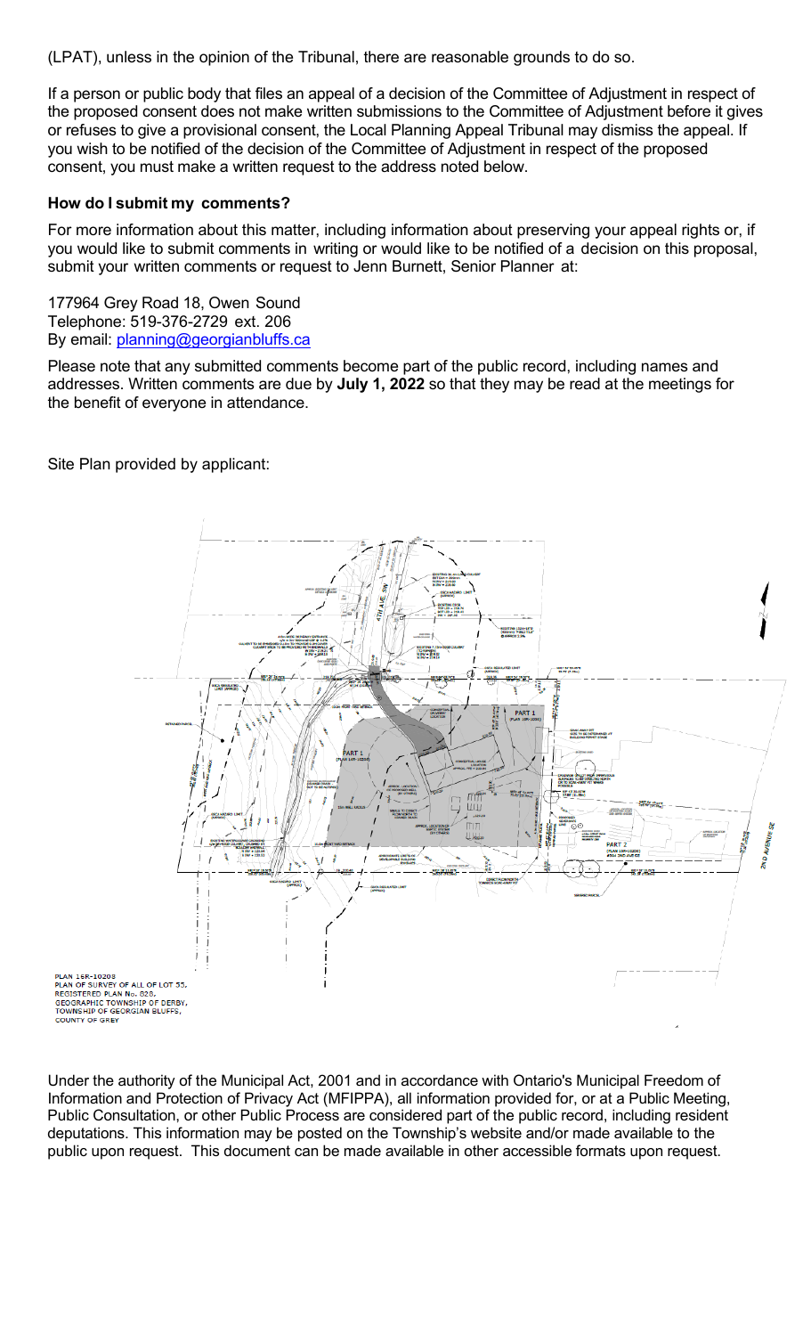(LPAT), unless in the opinion of the Tribunal, there are reasonable grounds to do so.

If a person or public body that files an appeal of a decision of the Committee of Adjustment in respect of the proposed consent does not make written submissions to the Committee of Adjustment before it gives or refuses to give a provisional consent, the Local Planning Appeal Tribunal may dismiss the appeal. If you wish to be notified of the decision of the Committee of Adjustment in respect of the proposed consent, you must make a written request to the address noted below.

### How do I submit my comments?

For more information about this matter, including information about preserving your appeal rights or, if you would like to submit comments in writing or would like to be notified of a decision on this proposal, submit your written comments or request to Jenn Burnett, Senior Planner at:

177964 Grey Road 18, Owen Sound
Telephone: 519-376-2729 ext. 206
By email: planning@georgianbluffs.ca

Please note that any submitted comments become part of the public record, including names and addresses. Written comments are due by **July 1, 2022** so that they may be read at the meetings for the benefit of everyone in attendance.

Site Plan provided by applicant:

PART 1
PART 2
2ND AVENUE SE

PLAN 16R-10208
PLAN OF SURVEY OF ALL OF LOT 55,
REGISTERED PLAN No. 828,
GEOGRAPHIC TOWNSHIP OF DERBY,
TOWNSHIP OF GEORGIAN BLUFFS,
COUNTY OF GREY

Under the authority of the Municipal Act, 2001 and in accordance with Ontario's Municipal Freedom of Information and Protection of Privacy Act (MFIPPA), all information provided for, or at a Public Meeting, Public Consultation, or other Public Process are considered part of the public record, including resident deputations. This information may be posted on the Township's website and/or made available to the public upon request. This document can be made available in other accessible formats upon request.